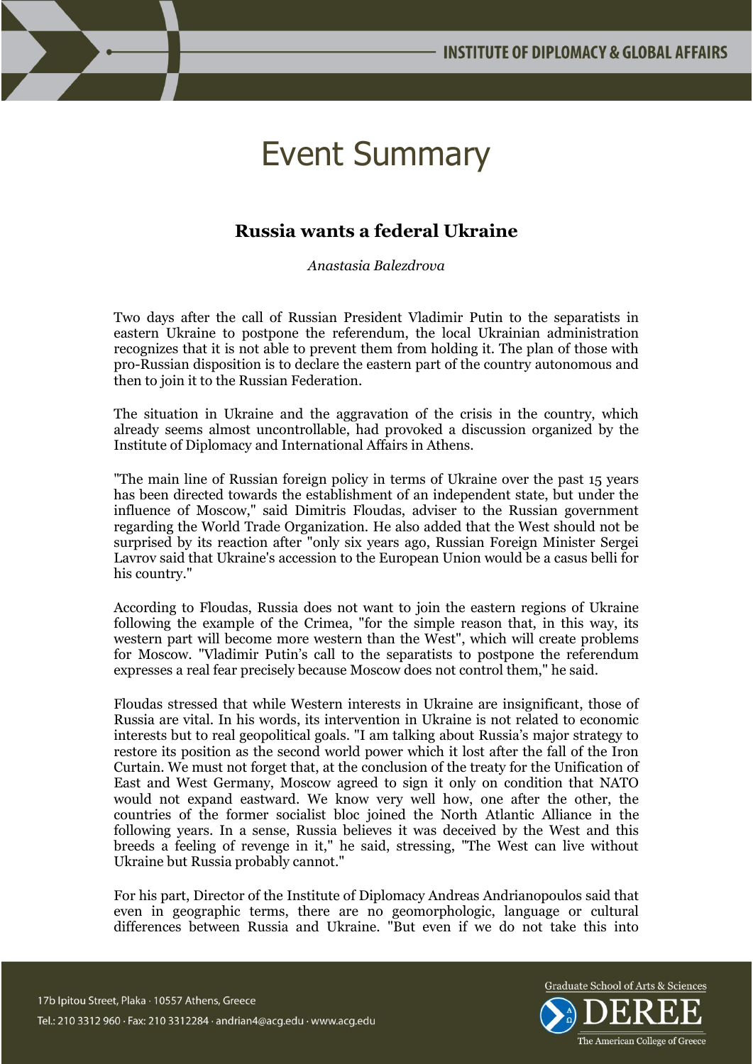# Event Summary

## Russia wants a federal Ukraine

*Anastasia Balezdrova*

Two days after the call of Russian President Vladimir Putin to the separatists in eastern Ukraine to postpone the referendum, the local Ukrainian administration recognizes that it is not able to prevent them from holding it. The plan of those with pro-Russian disposition is to declare the eastern part of the country autonomous and then to join it to the Russian Federation.

The situation in Ukraine and the aggravation of the crisis in the country, which already seems almost uncontrollable, had provoked a discussion organized by the Institute of Diplomacy and International Affairs in Athens.

"The main line of Russian foreign policy in terms of Ukraine over the past 15 years has been directed towards the establishment of an independent state, but under the influence of Moscow," said Dimitris Floudas, adviser to the Russian government regarding the World Trade Organization. He also added that the West should not be surprised by its reaction after "only six years ago, Russian Foreign Minister Sergei Lavrov said that Ukraine's accession to the European Union would be a casus belli for his country."

According to Floudas, Russia does not want to join the eastern regions of Ukraine following the example of the Crimea, "for the simple reason that, in this way, its western part will become more western than the West", which will create problems for Moscow. "Vladimir Putin's call to the separatists to postpone the referendum expresses a real fear precisely because Moscow does not control them," he said.

Floudas stressed that while Western interests in Ukraine are insignificant, those of Russia are vital. In his words, its intervention in Ukraine is not related to economic interests but to real geopolitical goals. "I am talking about Russia's major strategy to restore its position as the second world power which it lost after the fall of the Iron Curtain. We must not forget that, at the conclusion of the treaty for the Unification of East and West Germany, Moscow agreed to sign it only on condition that NATO would not expand eastward. We know very well how, one after the other, the countries of the former socialist bloc joined the North Atlantic Alliance in the following years. In a sense, Russia believes it was deceived by the West and this breeds a feeling of revenge in it," he said, stressing, "The West can live without Ukraine but Russia probably cannot."

For his part, Director of the Institute of Diplomacy Andreas Andrianopoulos said that even in geographic terms, there are no geomorphologic, language or cultural differences between Russia and Ukraine. "But even if we do not take this into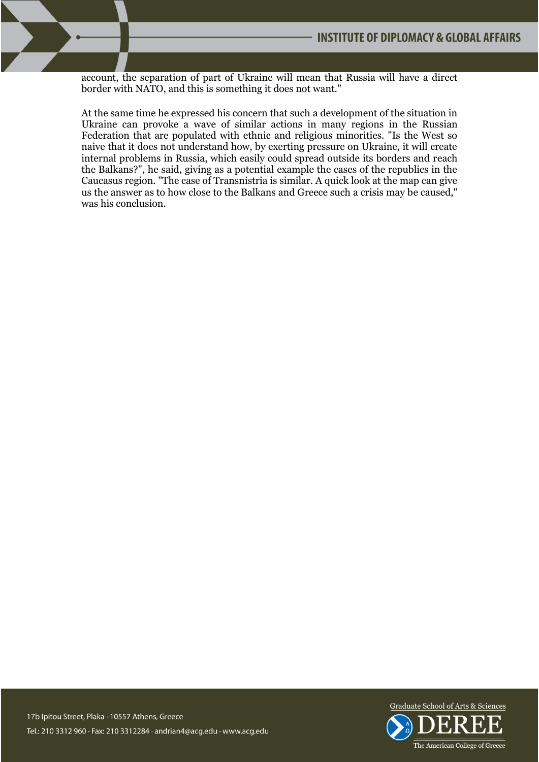account, the separation of part of Ukraine will mean that Russia will have a direct border with NATO, and this is something it does not want."

At the same time he expressed his concern that such a development of the situation in Ukraine can provoke a wave of similar actions in many regions in the Russian Federation that are populated with ethnic and religious minorities. "Is the West so naive that it does not understand how, by exerting pressure on Ukraine, it will create internal problems in Russia, which easily could spread outside its borders and reach the Balkans?", he said, giving as a potential example the cases of the republics in the Caucasus region. "The case of Transnistria is similar. A quick look at the map can give us the answer as to how close to the Balkans and Greece such a crisis may be caused," was his conclusion.